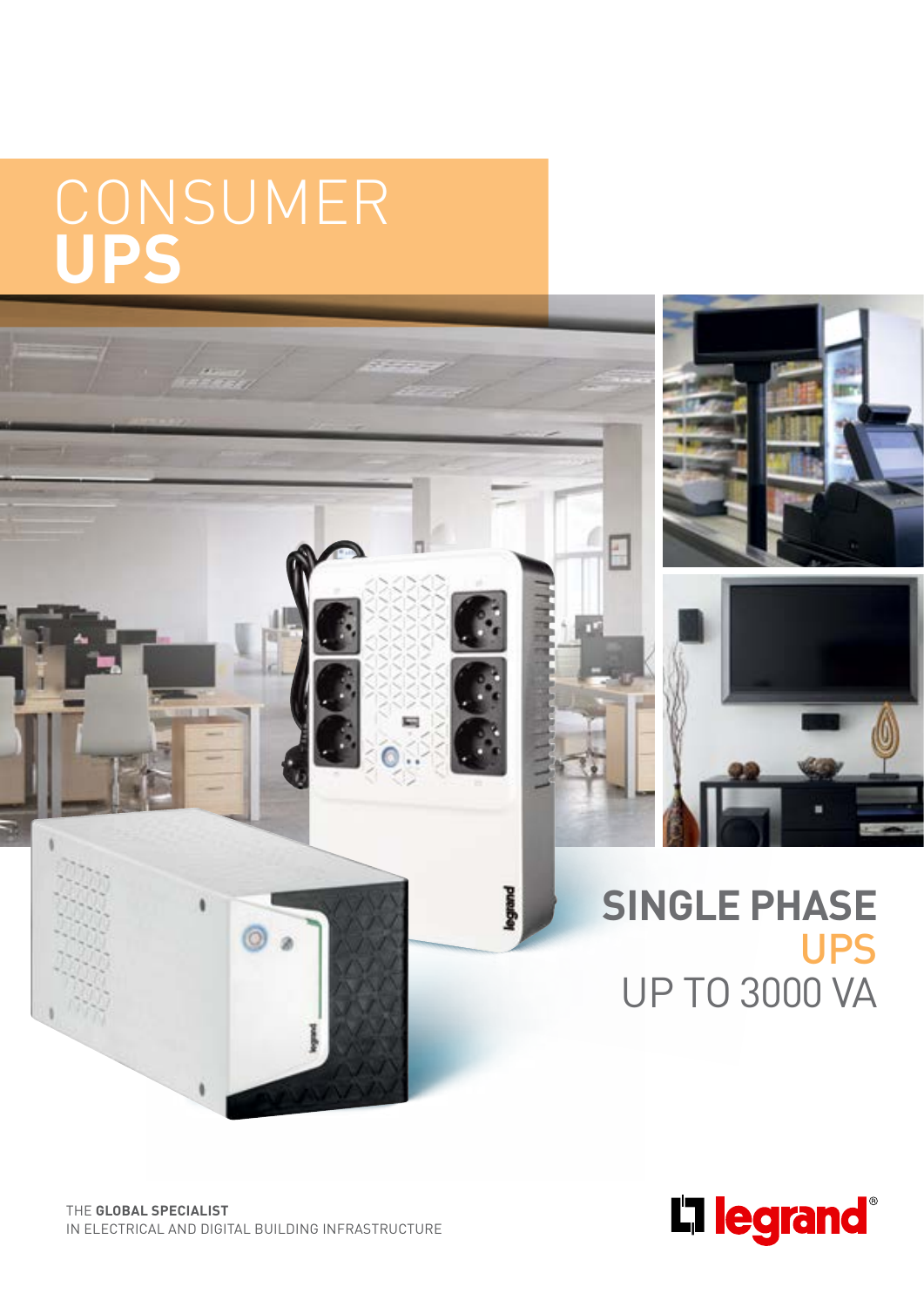# CONSUMER **UPS**

## SINGLE PHASE UPS
UP TO 3000 VA

THE **GLOBAL SPECIALIST**
IN ELECTRICAL AND DIGITAL BUILDING INFRASTRUCTURE

legrand®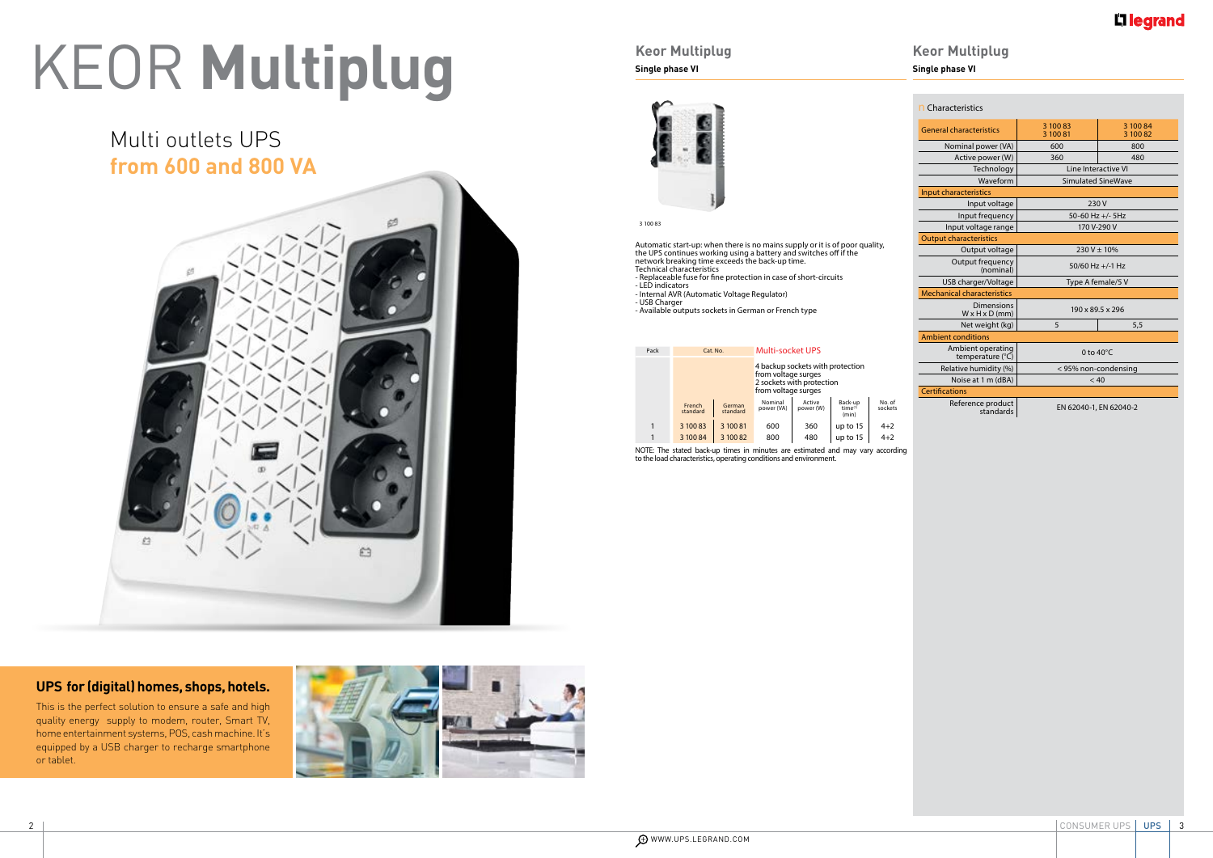# KEOR **Multiplug**

## Multi outlets UPS
## **from 600 and 800 VA**

### UPS for (digital) homes, shops, hotels.

This is the perfect solution to ensure a safe and high quality energy supply to modem, router, Smart TV, home entertainment systems, POS, cash machine. It's equipped by a USB charger to recharge smartphone or tablet.

## Keor Multiplug

**Single phase VI**

3 100 83

Automatic start-up: when there is no mains supply or it is of poor quality, the UPS continues working using a battery and switches off if the network breaking time exceeds the back-up time.
Technical characteristics
- Replaceable fuse for fine protection in case of short-circuits
- LED indicators
- Internal AVR (Automatic Voltage Regulator)
- USB Charger
- Available outputs sockets in German or French type

| Pack | Cat. No. | | Multi-socket UPS | | | |
|---|---|---|---|---|---|---|
| | | | 4 backup sockets with protection from voltage surges<br>2 sockets with protection from voltage surges | | | |
| | French standard | German standard | Nominal power (VA) | Active power (W) | Back-up time[1] (min) | No. of sockets |
| 1 | 3 100 83 | 3 100 81 | 600 | 360 | up to 15 | 4+2 |
| 1 | 3 100 84 | 3 100 82 | 800 | 480 | up to 15 | 4+2 |

NOTE: The stated back-up times in minutes are estimated and may vary according to the load characteristics, operating conditions and environment.

## Keor Multiplug

**Single phase VI**

### Characteristics

| General characteristics | 3 100 83<br>3 100 81 | 3 100 84<br>3 100 82 |
|---|---|---|
| Nominal power (VA) | 600 | 800 |
| Active power (W) | 360 | 480 |
| Technology | Line Interactive VI | |
| Waveform | Simulated SineWave | |
| **Input characteristics** | | |
| Input voltage | 230 V | |
| Input frequency | 50-60 Hz +/- 5Hz | |
| Input voltage range | 170 V-290 V | |
| **Output characteristics** | | |
| Output voltage | 230 V ± 10% | |
| Output frequency (nominal) | 50/60 Hz +/-1 Hz | |
| USB charger/Voltage | Type A female/5 V | |
| **Mechanical characteristics** | | |
| Dimensions W x H x D (mm) | 190 x 89.5 x 296 | |
| Net weight (kg) | 5 | 5,5 |
| **Ambient conditions** | | |
| Ambient operating temperature (°C) | 0 to 40°C | |
| Relative humidity (%) | < 95% non-condensing | |
| Noise at 1 m (dBA) | < 40 | |
| **Certifications** | | |
| Reference product standards | EN 62040-1, EN 62040-2 | |

WWW.UPS.LEGRAND.COM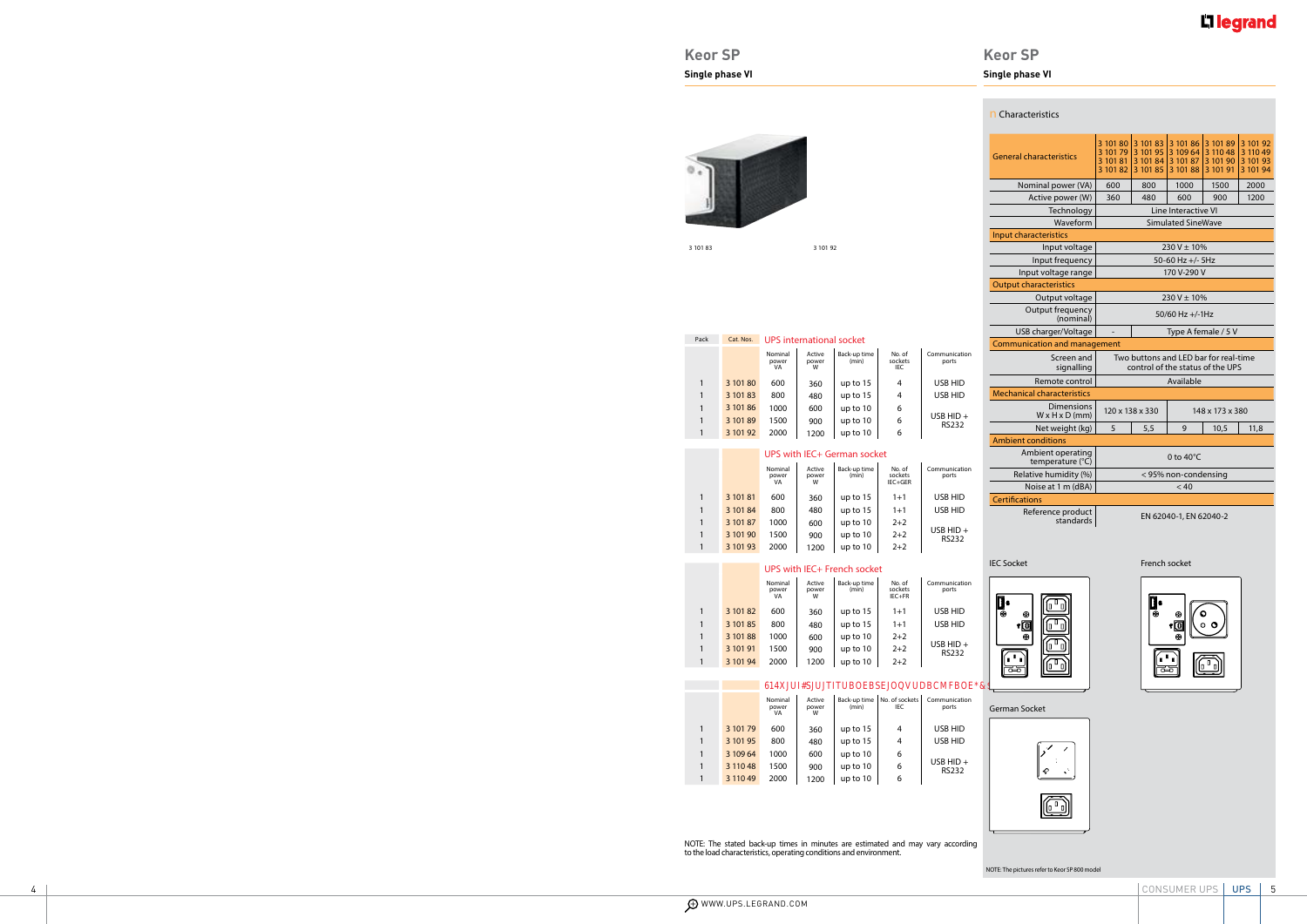# Keor SP

**Single phase VI**

3 101 83    3 101 92

| Pack | Cat. Nos. | UPS international socket | | | | |
|---|---|---|---|---|---|---|
| | | Nominal power VA | Active power W | Back-up time (min) | No. of sockets IEC | Communication ports |
| 1 | 3 101 80 | 600 | 360 | up to 15 | 4 | USB HID |
| 1 | 3 101 83 | 800 | 480 | up to 15 | 4 | USB HID |
| 1 | 3 101 86 | 1000 | 600 | up to 10 | 6 | USB HID + RS232 |
| 1 | 3 101 89 | 1500 | 900 | up to 10 | 6 | USB HID + RS232 |
| 1 | 3 101 92 | 2000 | 1200 | up to 10 | 6 | USB HID + RS232 |

| Pack | Cat. Nos. | UPS with IEC+ German socket | | | | |
|---|---|---|---|---|---|---|
| | | Nominal power VA | Active power W | Back-up time (min) | No. of sockets IEC+GER | Communication ports |
| 1 | 3 101 81 | 600 | 360 | up to 15 | 1+1 | USB HID |
| 1 | 3 101 84 | 800 | 480 | up to 15 | 1+1 | USB HID |
| 1 | 3 101 87 | 1000 | 600 | up to 10 | 2+2 | USB HID + RS232 |
| 1 | 3 101 90 | 1500 | 900 | up to 10 | 2+2 | USB HID + RS232 |
| 1 | 3 101 93 | 2000 | 1200 | up to 10 | 2+2 | USB HID + RS232 |

| Pack | Cat. Nos. | UPS with IEC+ French socket | | | | |
|---|---|---|---|---|---|---|
| | | Nominal power VA | Active power W | Back-up time (min) | No. of sockets IEC+FR | Communication ports |
| 1 | 3 101 82 | 600 | 360 | up to 15 | 1+1 | USB HID |
| 1 | 3 101 85 | 800 | 480 | up to 15 | 1+1 | USB HID |
| 1 | 3 101 88 | 1000 | 600 | up to 10 | 2+2 | USB HID + RS232 |
| 1 | 3 101 91 | 1500 | 900 | up to 10 | 2+2 | USB HID + RS232 |
| 1 | 3 101 94 | 2000 | 1200 | up to 10 | 2+2 | USB HID + RS232 |

| Pack | Cat. Nos. | 614XJUI#SJUJTITUBOEBSEJOQVUDBCMFBOE*&( | | | | |
|---|---|---|---|---|---|---|
| | | Nominal power VA | Active power W | Back-up time (min) | No. of sockets IEC | Communication ports |
| 1 | 3 101 79 | 600 | 360 | up to 15 | 4 | USB HID |
| 1 | 3 101 95 | 800 | 480 | up to 15 | 4 | USB HID |
| 1 | 3 109 64 | 1000 | 600 | up to 10 | 6 | USB HID + RS232 |
| 1 | 3 110 48 | 1500 | 900 | up to 10 | 6 | USB HID + RS232 |
| 1 | 3 110 49 | 2000 | 1200 | up to 10 | 6 | USB HID + RS232 |

NOTE: The stated back-up times in minutes are estimated and may vary according to the load characteristics, operating conditions and environment.

## Characteristics

| General characteristics | 3 101 80<br>3 101 79<br>3 101 81<br>3 101 82 | 3 101 83<br>3 101 95<br>3 101 84<br>3 101 85 | 3 101 86<br>3 109 64<br>3 101 87<br>3 101 88 | 3 101 89<br>3 110 48<br>3 101 90<br>3 101 91 | 3 101 92<br>3 110 49<br>3 101 93<br>3 101 94 |
|---|---|---|---|---|---|
| Nominal power (VA) | 600 | 800 | 1000 | 1500 | 2000 |
| Active power (W) | 360 | 480 | 600 | 900 | 1200 |
| Technology | Line Interactive VI | | | | |
| Waveform | Simulated SineWave | | | | |
| **Input characteristics** | | | | | |
| Input voltage | 230 V ± 10% | | | | |
| Input frequency | 50-60 Hz +/- 5Hz | | | | |
| Input voltage range | 170 V-290 V | | | | |
| **Output characteristics** | | | | | |
| Output voltage | 230 V ± 10% | | | | |
| Output frequency (nominal) | 50/60 Hz +/-1Hz | | | | |
| USB charger/Voltage | - | Type A female / 5 V | | | |
| **Communication and management** | | | | | |
| Screen and signalling | Two buttons and LED bar for real-time control of the status of the UPS | | | | |
| Remote control | Available | | | | |
| **Mechanical characteristics** | | | | | |
| Dimensions W x H x D (mm) | 120 x 138 x 330 | | 148 x 173 x 380 | | |
| Net weight (kg) | 5 | 5,5 | 9 | 10,5 | 11,8 |
| **Ambient conditions** | | | | | |
| Ambient operating temperature (°C) | 0 to 40°C | | | | |
| Relative humidity (%) | < 95% non-condensing | | | | |
| Noise at 1 m (dBA) | < 40 | | | | |
| **Certifications** | | | | | |
| Reference product standards | EN 62040-1, EN 62040-2 | | | | |

IEC Socket

French socket

German Socket

NOTE: The pictures refer to Keor SP 800 model

WWW.UPS.LEGRAND.COM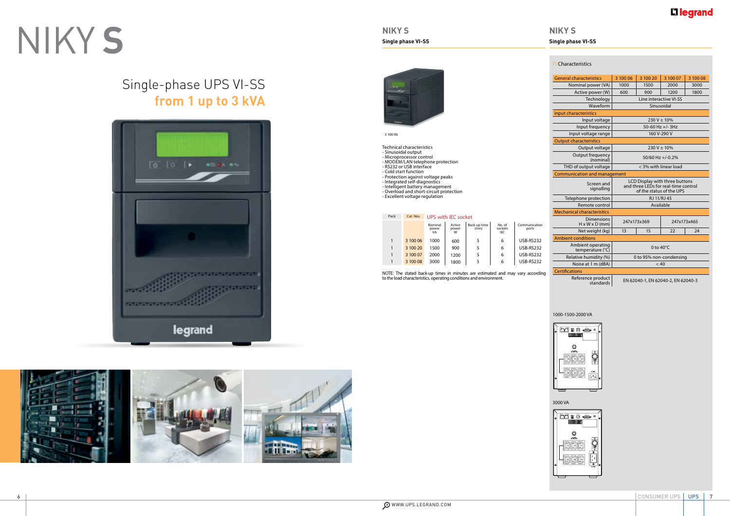# NIKY S

## Single-phase UPS VI-SS
**from 1 up to 3 kVA**

## NIKY S
**Single phase VI-SS**

3 100 06

Technical characteristics
- Sinusoidal output
- Microprocessor control
- MODEM/LAN telephone protection
- RS232 or USB interface
- Cold start function
- Protection against voltage peaks
- Integrated self-diagnostics
- Intelligent battery management
- Overload and short-circuit protection
- Excellent voltage regulation

| Pack | Cat. Nos. | UPS with IEC socket | | | | |
|---|---|---|---|---|---|---|
| | | Nominal power VA | Active power W | Back-up time (min) | No. of sockets IEC | Communication ports |
| 1 | 3 100 06 | 1000 | 600 | 5 | 6 | USB-RS232 |
| 1 | 3 100 20 | 1500 | 900 | 5 | 6 | USB-RS232 |
| 1 | 3 100 07 | 2000 | 1200 | 5 | 6 | USB-RS232 |
| 1 | 3 100 08 | 3000 | 1800 | 5 | 6 | USB-RS232 |

NOTE: The stated back-up times in minutes are estimated and may vary according to the load characteristics, operating conditions and environment.

## NIKY S
**Single phase VI-SS**

### Characteristics

| General characteristics | 3 100 06 | 3 100 20 | 3 100 07 | 3 100 08 |
|---|---|---|---|---|
| Nominal power (VA) | 1000 | 1500 | 2000 | 3000 |
| Active power (W) | 600 | 900 | 1200 | 1800 |
| Technology | Line interactive VI-SS | | | |
| Waveform | Sinusoidal | | | |
| **Input characteristics** | | | | |
| Input voltage | 230 V ± 10% | | | |
| Input frequency | 50-60 Hz +/- 3Hz | | | |
| Input voltage range | 160 V-290 V | | | |
| **Output characteristics** | | | | |
| Output voltage | 230 V ± 10% | | | |
| Output frequency (nominal) | 50/60 Hz +/-0.2% | | | |
| THD of output voltage | < 3% with linear load | | | |
| **Communication and management** | | | | |
| Screen and signalling | LCD Display with three buttons and three LEDs for real-time control of the status of the UPS | | | |
| Telephone protection | RJ 11/RJ 45 | | | |
| Remote control | Available | | | |
| **Mechanical characteristics** | | | | |
| Dimensions H x W x D (mm) | 247x173x369 | | 247x173x465 | |
| Net weight (kg) | 13 | 15 | 22 | 24 |
| **Ambient conditions** | | | | |
| Ambient operating temperature (°C) | 0 to 40°C | | | |
| Relative humidity (%) | 0 to 95% non-condensing | | | |
| Noise at 1 m (dBA) | < 40 | | | |
| **Certifications** | | | | |
| Reference product standards | EN 62040-1, EN 62040-2, EN 62040-3 | | | |

1000-1500-2000 VA

3000 VA

WWW.UPS.LEGRAND.COM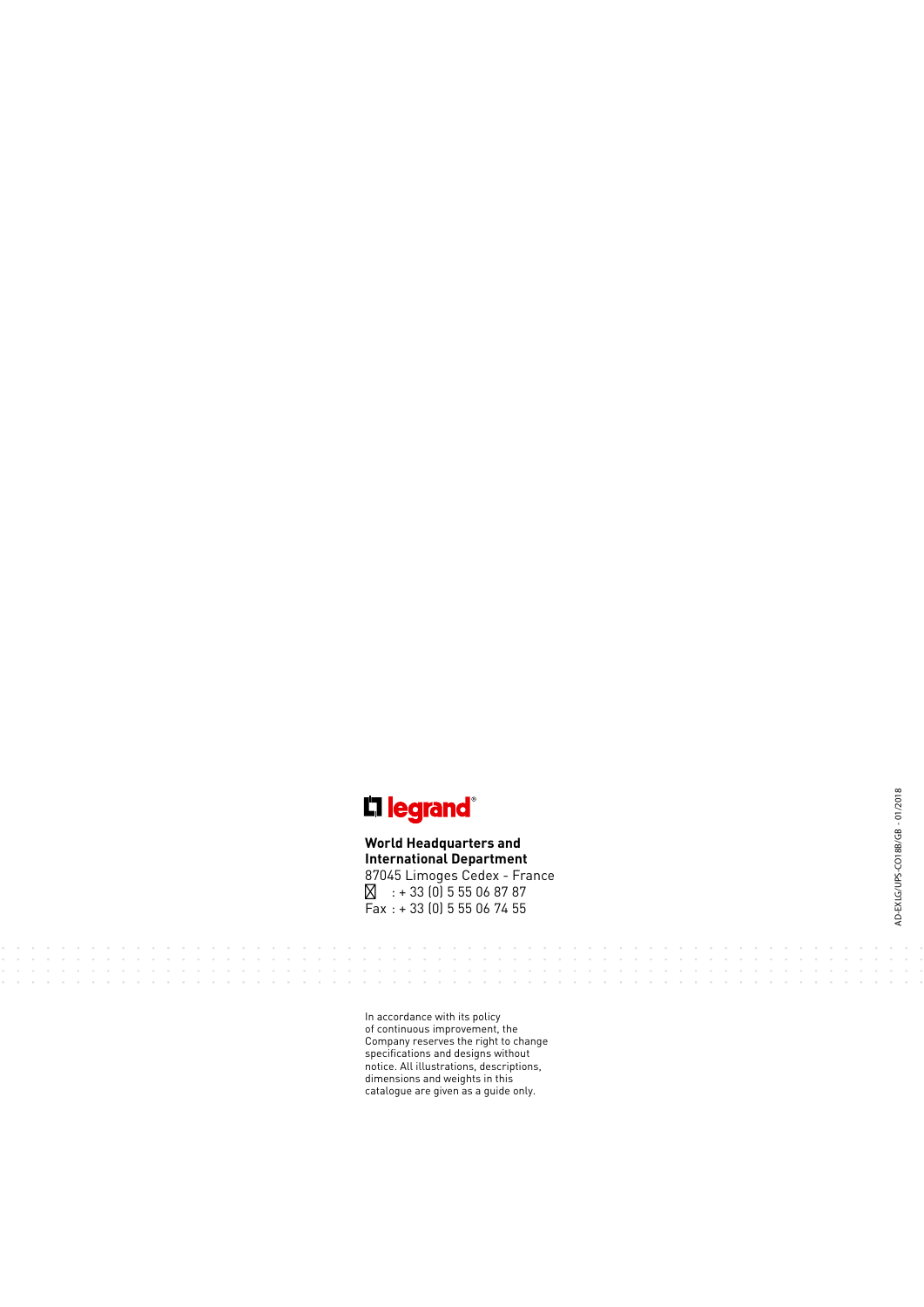**World Headquarters and International Department**
87045 Limoges Cedex - France
☒ : + 33 (0) 5 55 06 87 87
Fax : + 33 (0) 5 55 06 74 55

In accordance with its policy of continuous improvement, the Company reserves the right to change specifications and designs without notice. All illustrations, descriptions, dimensions and weights in this catalogue are given as a guide only.

AD-EXLG/UPS-CO188/GB - 01/2018